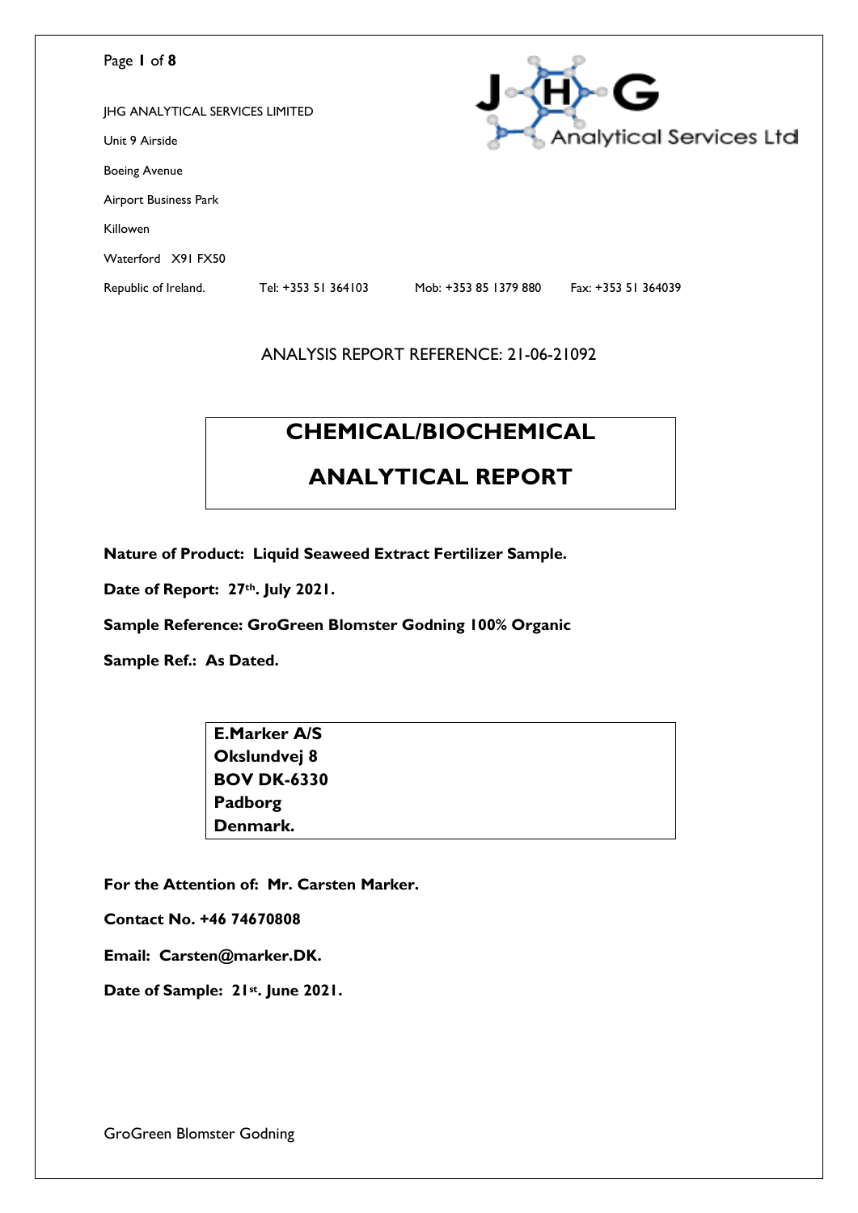JHG ANALYTICAL SERVICES LIMITED

Unit 9 Airside

Boeing Avenue

Airport Business Park

Killowen

Waterford X91 FX50

Republic of Ireland. Tel: +353 51 364103 Mob: +353 85 1379 880 Fax: +353 51 364039

ANALYSIS REPORT REFERENCE: 21-06-21092

# CHEMICAL/BIOCHEMICAL ANALYTICAL REPORT

**Nature of Product: Liquid Seaweed Extract Fertilizer Sample.**

**Date of Report: 27th. July 2021.**

**Sample Reference: GroGreen Blomster Godning 100% Organic**

**Sample Ref.: As Dated.**

**E.Marker A/S**
**Okslundvej 8**
**BOV DK-6330**
**Padborg**
**Denmark.**

**For the Attention of: Mr. Carsten Marker.**

**Contact No. +46 74670808**

**Email: Carsten@marker.DK.**

**Date of Sample: 21st. June 2021.**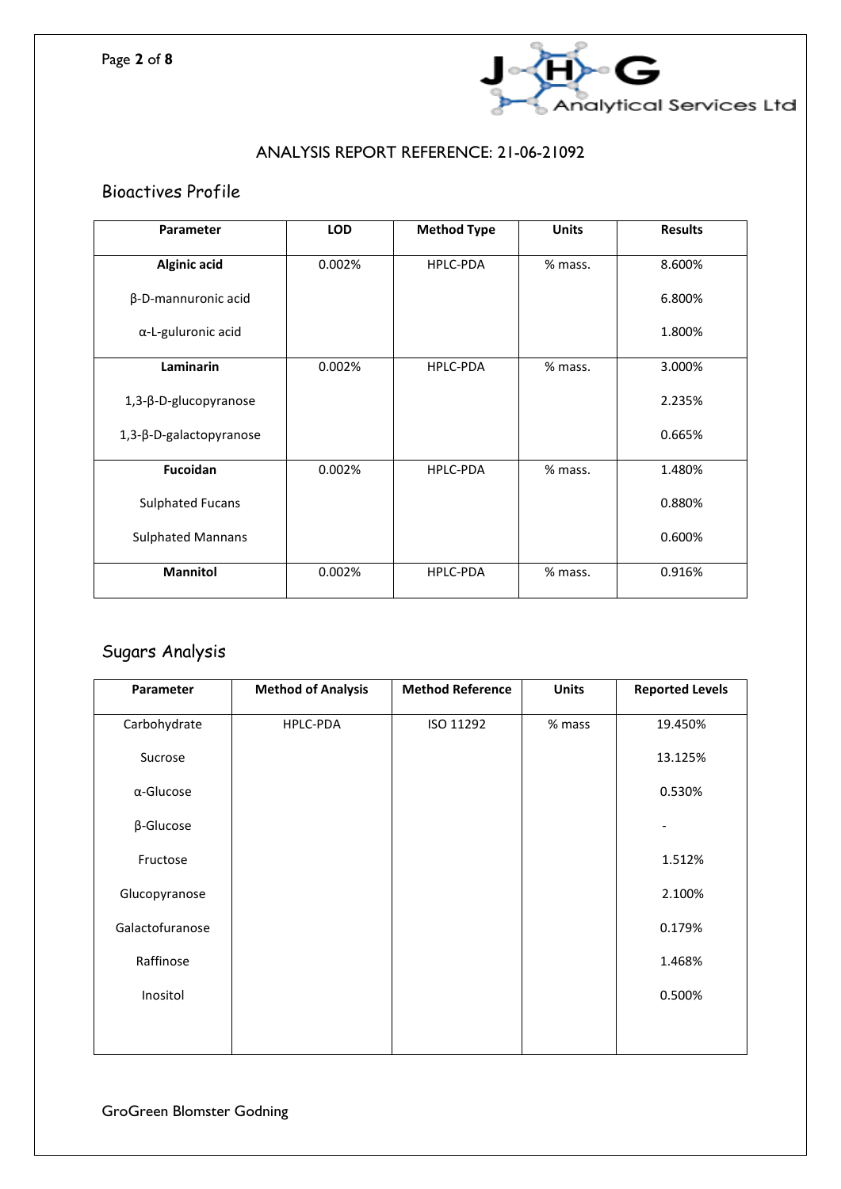ANALYSIS REPORT REFERENCE: 21-06-21092

## Bioactives Profile

| Parameter | LOD | Method Type | Units | Results |
|---|---|---|---|---|
| **Alginic acid** | 0.002% | HPLC-PDA | % mass. | 8.600% |
| β-D-mannuronic acid | | | | 6.800% |
| α-L-guluronic acid | | | | 1.800% |
| **Laminarin** | 0.002% | HPLC-PDA | % mass. | 3.000% |
| 1,3-β-D-glucopyranose | | | | 2.235% |
| 1,3-β-D-galactopyranose | | | | 0.665% |
| **Fucoidan** | 0.002% | HPLC-PDA | % mass. | 1.480% |
| Sulphated Fucans | | | | 0.880% |
| Sulphated Mannans | | | | 0.600% |
| **Mannitol** | 0.002% | HPLC-PDA | % mass. | 0.916% |

## Sugars Analysis

| Parameter | Method of Analysis | Method Reference | Units | Reported Levels |
|---|---|---|---|---|
| Carbohydrate | HPLC-PDA | ISO 11292 | % mass | 19.450% |
| Sucrose | | | | 13.125% |
| α-Glucose | | | | 0.530% |
| β-Glucose | | | | - |
| Fructose | | | | 1.512% |
| Glucopyranose | | | | 2.100% |
| Galactofuranose | | | | 0.179% |
| Raffinose | | | | 1.468% |
| Inositol | | | | 0.500% |

GroGreen Blomster Godning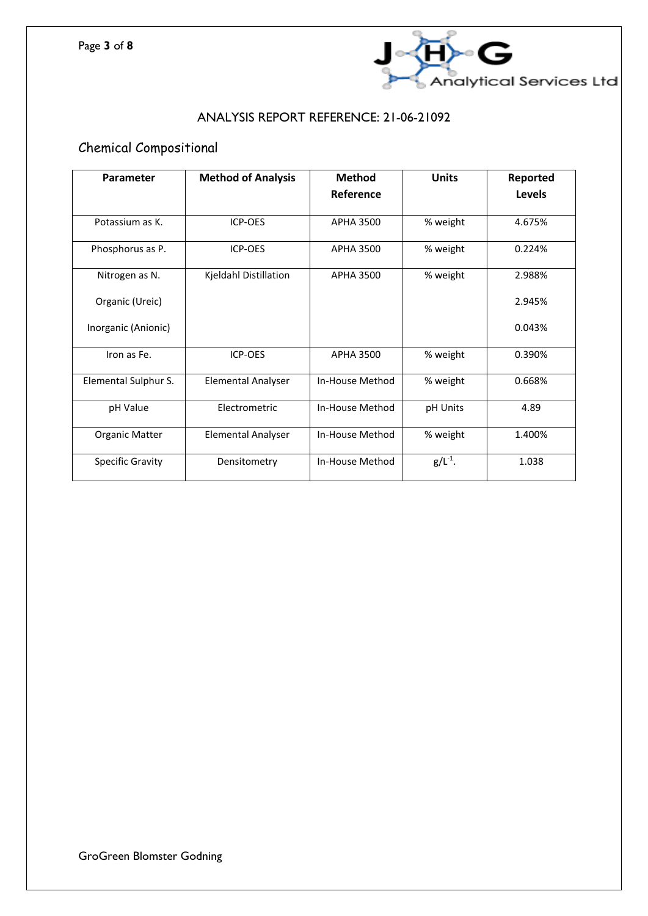## ANALYSIS REPORT REFERENCE: 21-06-21092

### Chemical Compositional

| Parameter | Method of Analysis | Method Reference | Units | Reported Levels |
|---|---|---|---|---|
| Potassium as K. | ICP-OES | APHA 3500 | % weight | 4.675% |
| Phosphorus as P. | ICP-OES | APHA 3500 | % weight | 0.224% |
| Nitrogen as N. | Kjeldahl Distillation | APHA 3500 | % weight | 2.988% |
| Organic (Ureic) | | | | 2.945% |
| Inorganic (Anionic) | | | | 0.043% |
| Iron as Fe. | ICP-OES | APHA 3500 | % weight | 0.390% |
| Elemental Sulphur S. | Elemental Analyser | In-House Method | % weight | 0.668% |
| pH Value | Electrometric | In-House Method | pH Units | 4.89 |
| Organic Matter | Elemental Analyser | In-House Method | % weight | 1.400% |
| Specific Gravity | Densitometry | In-House Method | $g/L^{-1}$. | 1.038 |

GroGreen Blomster Godning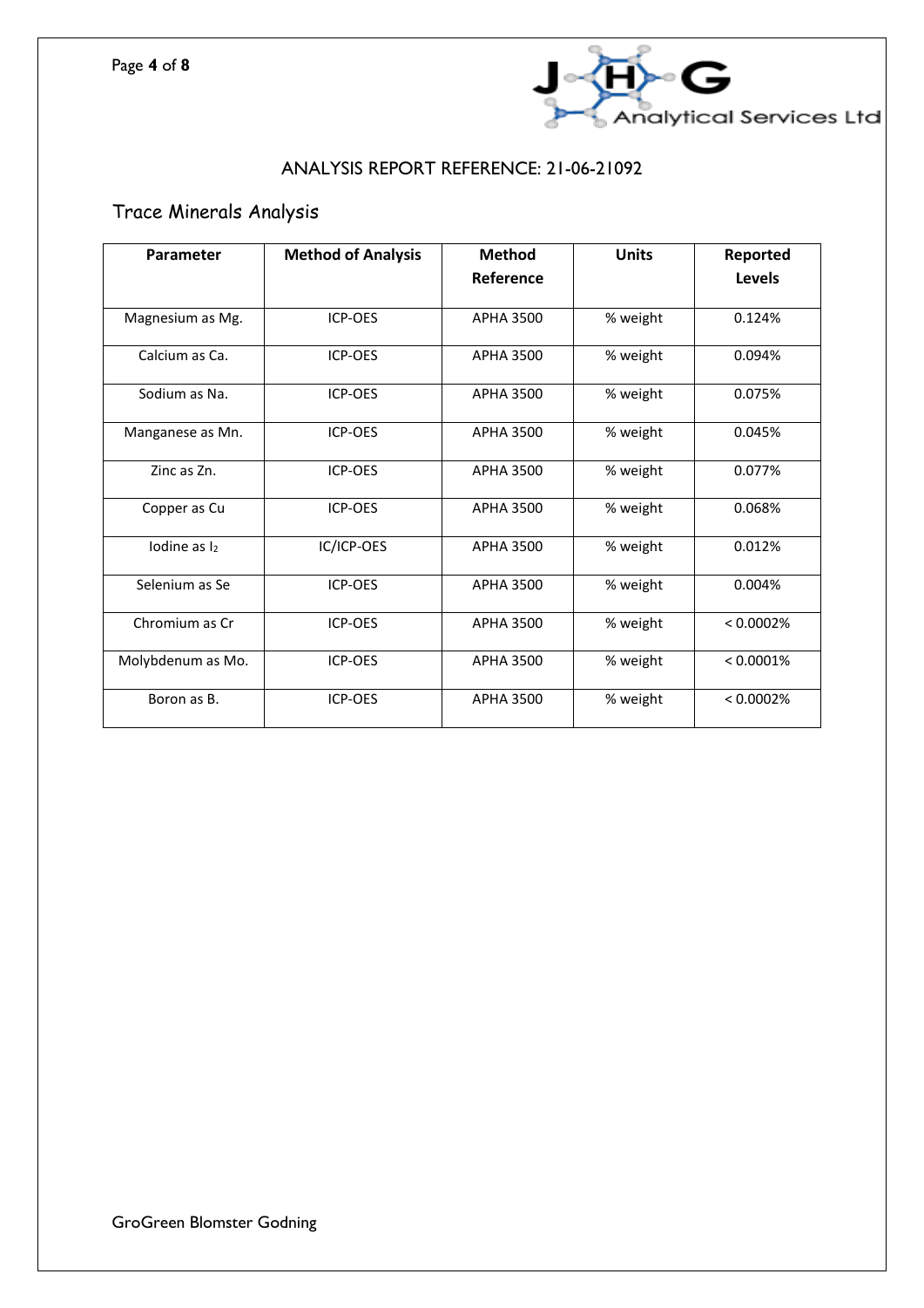ANALYSIS REPORT REFERENCE: 21-06-21092

## Trace Minerals Analysis

| Parameter | Method of Analysis | Method Reference | Units | Reported Levels |
|---|---|---|---|---|
| Magnesium as Mg. | ICP-OES | APHA 3500 | % weight | 0.124% |
| Calcium as Ca. | ICP-OES | APHA 3500 | % weight | 0.094% |
| Sodium as Na. | ICP-OES | APHA 3500 | % weight | 0.075% |
| Manganese as Mn. | ICP-OES | APHA 3500 | % weight | 0.045% |
| Zinc as Zn. | ICP-OES | APHA 3500 | % weight | 0.077% |
| Copper as Cu | ICP-OES | APHA 3500 | % weight | 0.068% |
| Iodine as $I_2$ | IC/ICP-OES | APHA 3500 | % weight | 0.012% |
| Selenium as Se | ICP-OES | APHA 3500 | % weight | 0.004% |
| Chromium as Cr | ICP-OES | APHA 3500 | % weight | < 0.0002% |
| Molybdenum as Mo. | ICP-OES | APHA 3500 | % weight | < 0.0001% |
| Boron as B. | ICP-OES | APHA 3500 | % weight | < 0.0002% |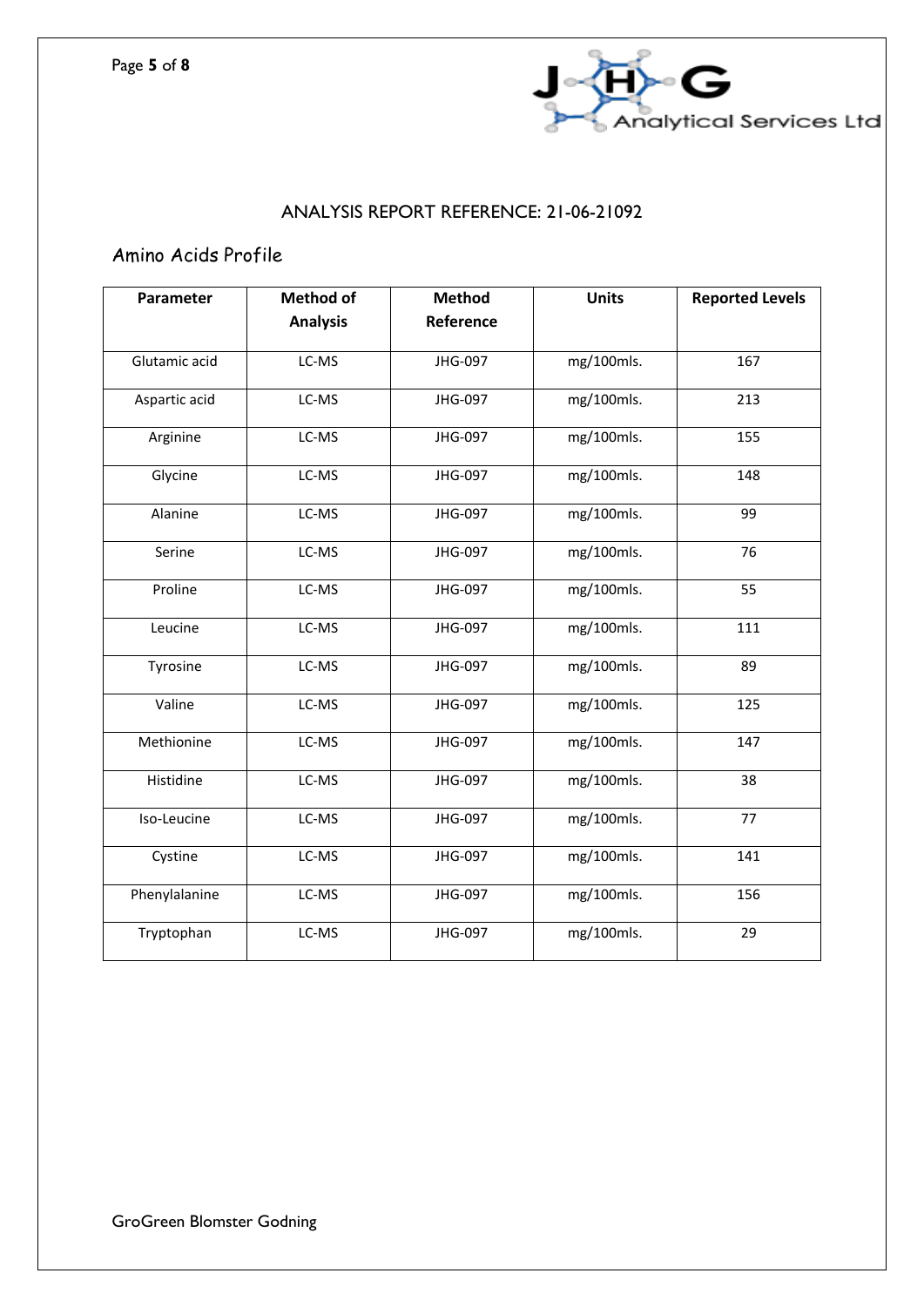## ANALYSIS REPORT REFERENCE: 21-06-21092

### Amino Acids Profile

| Parameter | Method of Analysis | Method Reference | Units | Reported Levels |
|---|---|---|---|---|
| Glutamic acid | LC-MS | JHG-097 | mg/100mls. | 167 |
| Aspartic acid | LC-MS | JHG-097 | mg/100mls. | 213 |
| Arginine | LC-MS | JHG-097 | mg/100mls. | 155 |
| Glycine | LC-MS | JHG-097 | mg/100mls. | 148 |
| Alanine | LC-MS | JHG-097 | mg/100mls. | 99 |
| Serine | LC-MS | JHG-097 | mg/100mls. | 76 |
| Proline | LC-MS | JHG-097 | mg/100mls. | 55 |
| Leucine | LC-MS | JHG-097 | mg/100mls. | 111 |
| Tyrosine | LC-MS | JHG-097 | mg/100mls. | 89 |
| Valine | LC-MS | JHG-097 | mg/100mls. | 125 |
| Methionine | LC-MS | JHG-097 | mg/100mls. | 147 |
| Histidine | LC-MS | JHG-097 | mg/100mls. | 38 |
| Iso-Leucine | LC-MS | JHG-097 | mg/100mls. | 77 |
| Cystine | LC-MS | JHG-097 | mg/100mls. | 141 |
| Phenylalanine | LC-MS | JHG-097 | mg/100mls. | 156 |
| Tryptophan | LC-MS | JHG-097 | mg/100mls. | 29 |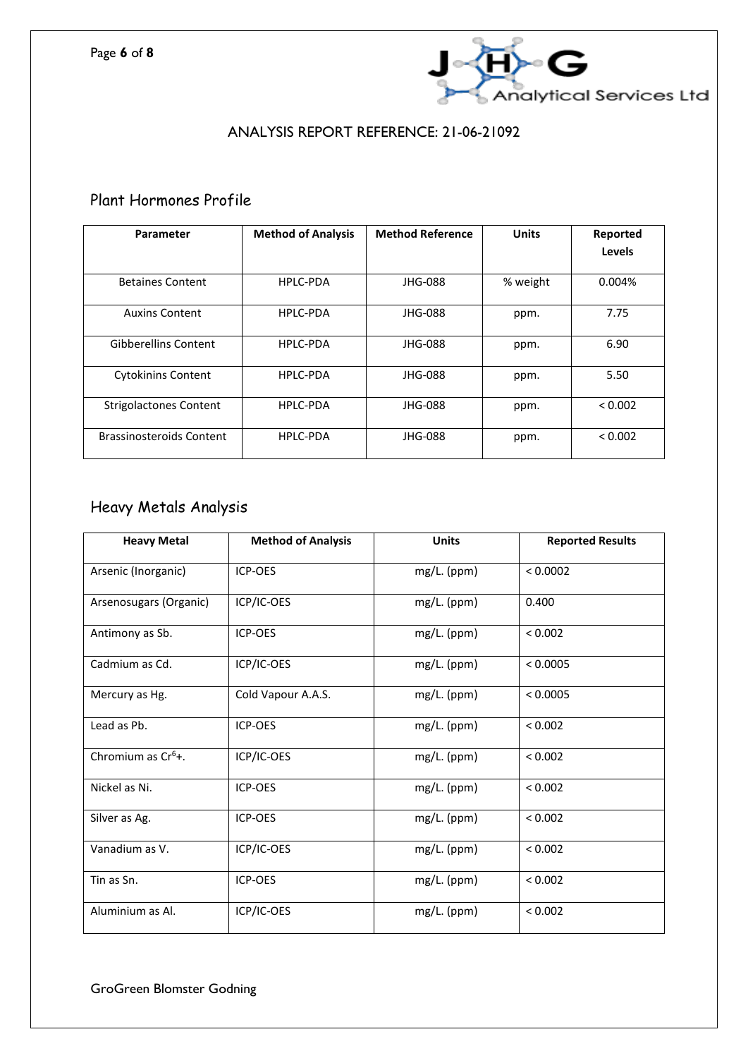ANALYSIS REPORT REFERENCE: 21-06-21092

## Plant Hormones Profile

| Parameter | Method of Analysis | Method Reference | Units | Reported Levels |
|---|---|---|---|---|
| Betaines Content | HPLC-PDA | JHG-088 | % weight | 0.004% |
| Auxins Content | HPLC-PDA | JHG-088 | ppm. | 7.75 |
| Gibberellins Content | HPLC-PDA | JHG-088 | ppm. | 6.90 |
| Cytokinins Content | HPLC-PDA | JHG-088 | ppm. | 5.50 |
| Strigolactones Content | HPLC-PDA | JHG-088 | ppm. | < 0.002 |
| Brassinosteroids Content | HPLC-PDA | JHG-088 | ppm. | < 0.002 |

## Heavy Metals Analysis

| Heavy Metal | Method of Analysis | Units | Reported Results |
|---|---|---|---|
| Arsenic (Inorganic) | ICP-OES | mg/L. (ppm) | < 0.0002 |
| Arsenosugars (Organic) | ICP/IC-OES | mg/L. (ppm) | 0.400 |
| Antimony as Sb. | ICP-OES | mg/L. (ppm) | < 0.002 |
| Cadmium as Cd. | ICP/IC-OES | mg/L. (ppm) | < 0.0005 |
| Mercury as Hg. | Cold Vapour A.A.S. | mg/L. (ppm) | < 0.0005 |
| Lead as Pb. | ICP-OES | mg/L. (ppm) | < 0.002 |
| Chromium as $Cr^{6+}$. | ICP/IC-OES | mg/L. (ppm) | < 0.002 |
| Nickel as Ni. | ICP-OES | mg/L. (ppm) | < 0.002 |
| Silver as Ag. | ICP-OES | mg/L. (ppm) | < 0.002 |
| Vanadium as V. | ICP/IC-OES | mg/L. (ppm) | < 0.002 |
| Tin as Sn. | ICP-OES | mg/L. (ppm) | < 0.002 |
| Aluminium as Al. | ICP/IC-OES | mg/L. (ppm) | < 0.002 |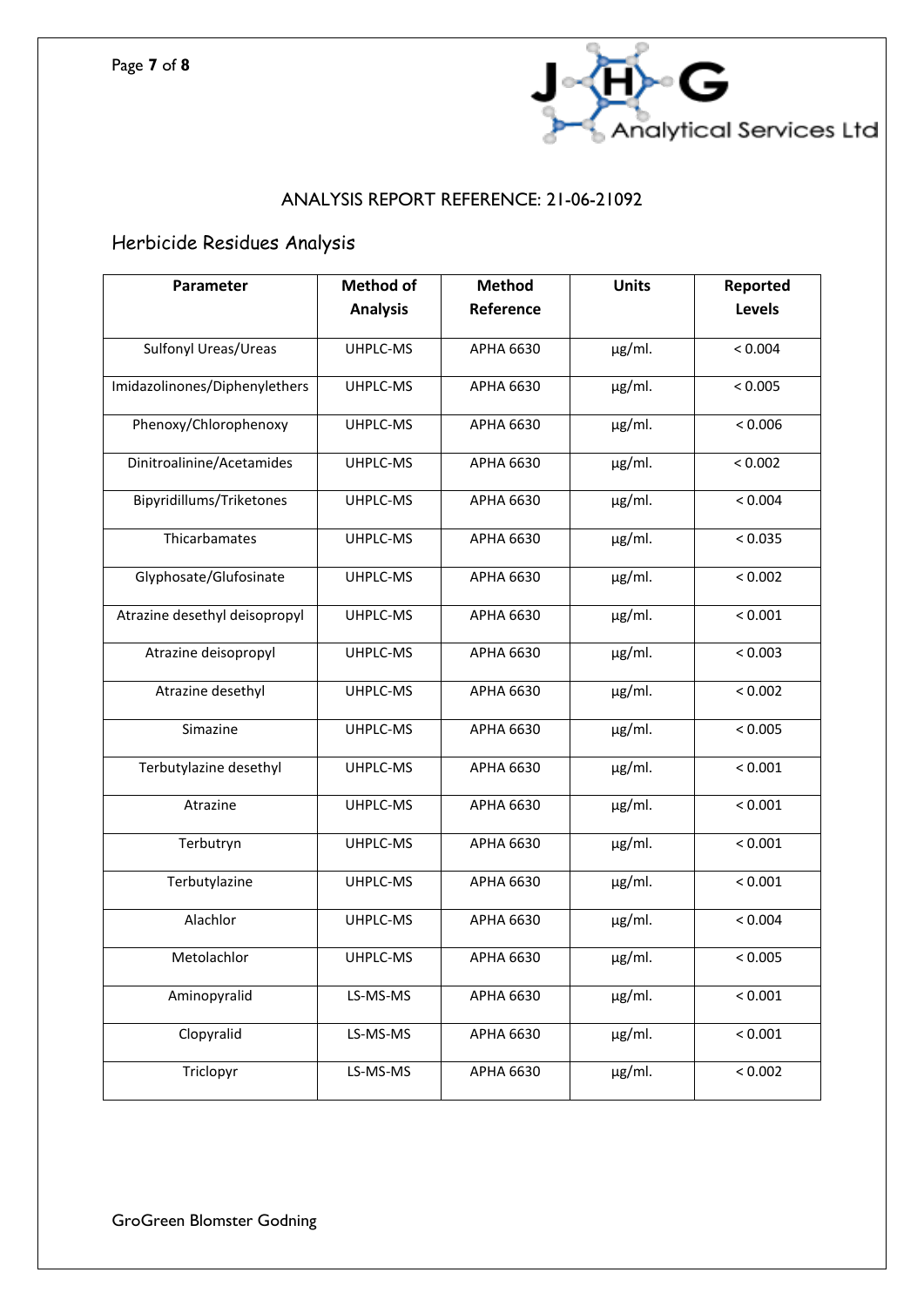## ANALYSIS REPORT REFERENCE: 21-06-21092

### Herbicide Residues Analysis

| Parameter | Method of Analysis | Method Reference | Units | Reported Levels |
|---|---|---|---|---|
| Sulfonyl Ureas/Ureas | UHPLC-MS | APHA 6630 | µg/ml. | < 0.004 |
| Imidazolinones/Diphenylethers | UHPLC-MS | APHA 6630 | µg/ml. | < 0.005 |
| Phenoxy/Chlorophenoxy | UHPLC-MS | APHA 6630 | µg/ml. | < 0.006 |
| Dinitroalinine/Acetamides | UHPLC-MS | APHA 6630 | µg/ml. | < 0.002 |
| Bipyridillums/Triketones | UHPLC-MS | APHA 6630 | µg/ml. | < 0.004 |
| Thicarbamates | UHPLC-MS | APHA 6630 | µg/ml. | < 0.035 |
| Glyphosate/Glufosinate | UHPLC-MS | APHA 6630 | µg/ml. | < 0.002 |
| Atrazine desethyl deisopropyl | UHPLC-MS | APHA 6630 | µg/ml. | < 0.001 |
| Atrazine deisopropyl | UHPLC-MS | APHA 6630 | µg/ml. | < 0.003 |
| Atrazine desethyl | UHPLC-MS | APHA 6630 | µg/ml. | < 0.002 |
| Simazine | UHPLC-MS | APHA 6630 | µg/ml. | < 0.005 |
| Terbutylazine desethyl | UHPLC-MS | APHA 6630 | µg/ml. | < 0.001 |
| Atrazine | UHPLC-MS | APHA 6630 | µg/ml. | < 0.001 |
| Terbutryn | UHPLC-MS | APHA 6630 | µg/ml. | < 0.001 |
| Terbutylazine | UHPLC-MS | APHA 6630 | µg/ml. | < 0.001 |
| Alachlor | UHPLC-MS | APHA 6630 | µg/ml. | < 0.004 |
| Metolachlor | UHPLC-MS | APHA 6630 | µg/ml. | < 0.005 |
| Aminopyralid | LS-MS-MS | APHA 6630 | µg/ml. | < 0.001 |
| Clopyralid | LS-MS-MS | APHA 6630 | µg/ml. | < 0.001 |
| Triclopyr | LS-MS-MS | APHA 6630 | µg/ml. | < 0.002 |

GroGreen Blomster Godning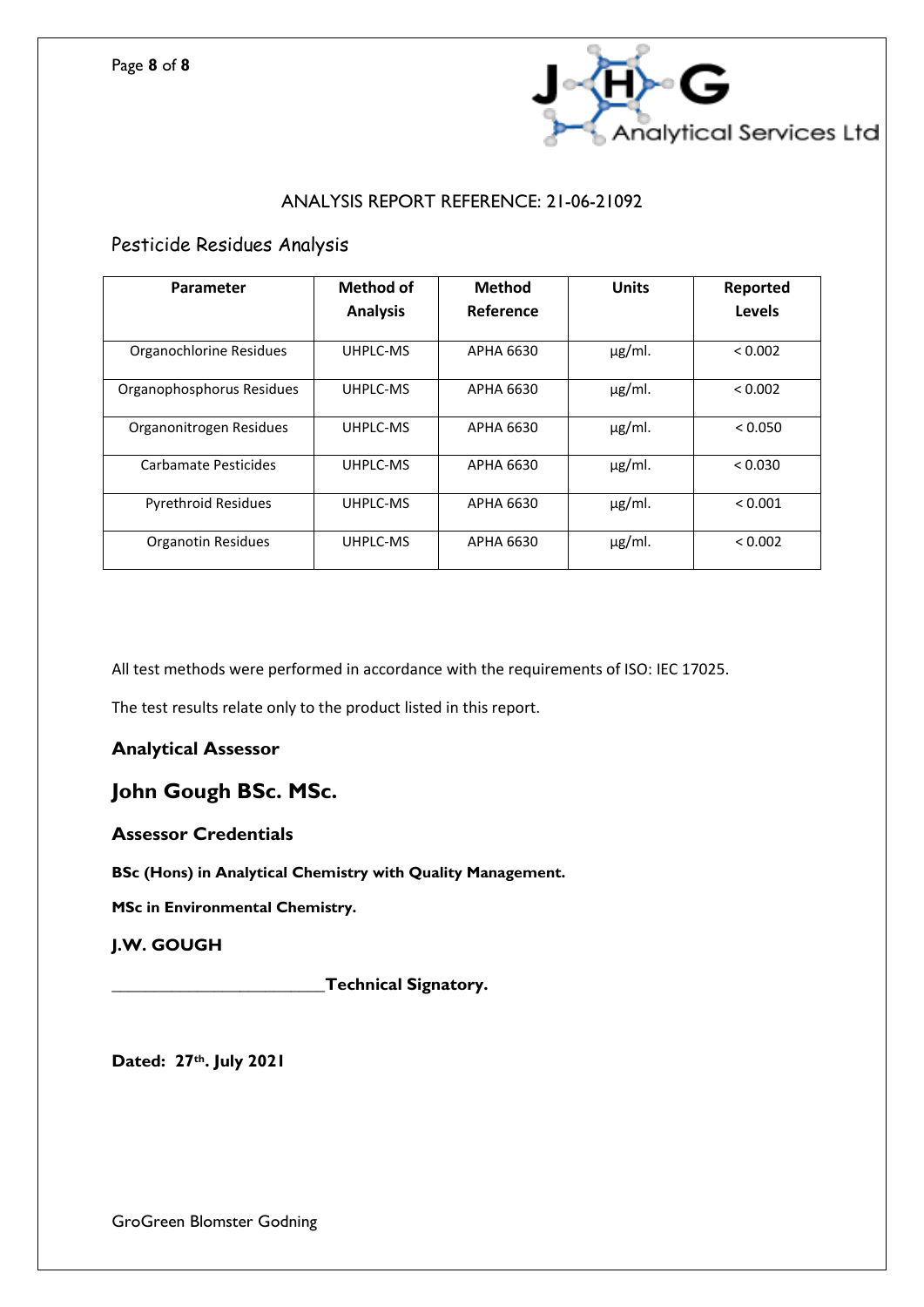## ANALYSIS REPORT REFERENCE: 21-06-21092

### Pesticide Residues Analysis

| Parameter | Method of Analysis | Method Reference | Units | Reported Levels |
|---|---|---|---|---|
| Organochlorine Residues | UHPLC-MS | APHA 6630 | µg/ml. | < 0.002 |
| Organophosphorus Residues | UHPLC-MS | APHA 6630 | µg/ml. | < 0.002 |
| Organonitrogen Residues | UHPLC-MS | APHA 6630 | µg/ml. | < 0.050 |
| Carbamate Pesticides | UHPLC-MS | APHA 6630 | µg/ml. | < 0.030 |
| Pyrethroid Residues | UHPLC-MS | APHA 6630 | µg/ml. | < 0.001 |
| Organotin Residues | UHPLC-MS | APHA 6630 | µg/ml. | < 0.002 |

All test methods were performed in accordance with the requirements of ISO: IEC 17025.

The test results relate only to the product listed in this report.

**Analytical Assessor**

## John Gough BSc. MSc.

**Assessor Credentials**

**BSc (Hons) in Analytical Chemistry with Quality Management.**

**MSc in Environmental Chemistry.**

**J.W. GOUGH**

________________________**Technical Signatory.**

**Dated: 27th. July 2021**

GroGreen Blomster Godning